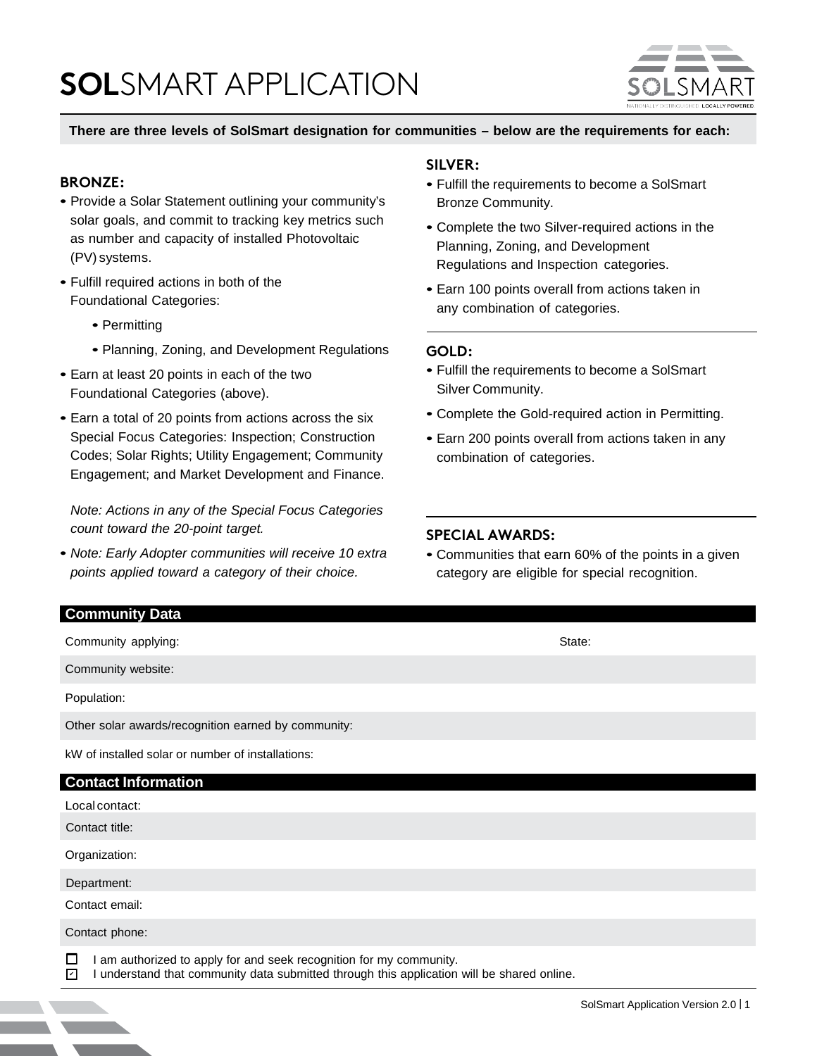# SOLSMART APPLICATION

**There are three levels of SolSmart designation for communities – below are the requirements for each:**

## BRONZE:

- Provide a Solar Statement outlining your community's solar goals, and commit to tracking key metrics such as number and capacity of installed Photovoltaic (PV) systems.
- Fulfill required actions in both of the Foundational Categories:
  - Permitting
  - Planning, Zoning, and Development Regulations
- Earn at least 20 points in each of the two Foundational Categories (above).
- Earn a total of 20 points from actions across the six Special Focus Categories: Inspection; Construction Codes; Solar Rights; Utility Engagement; Community Engagement; and Market Development and Finance.

  *Note: Actions in any of the Special Focus Categories count toward the 20-point target.*
- *Note: Early Adopter communities will receive 10 extra points applied toward a category of their choice.*

## SILVER:

- Fulfill the requirements to become a SolSmart Bronze Community.
- Complete the two Silver-required actions in the Planning, Zoning, and Development Regulations and Inspection categories.
- Earn 100 points overall from actions taken in any combination of categories.

## GOLD:

- Fulfill the requirements to become a SolSmart Silver Community.
- Complete the Gold-required action in Permitting.
- Earn 200 points overall from actions taken in any combination of categories.

## SPECIAL AWARDS:

- Communities that earn 60% of the points in a given category are eligible for special recognition.

## Community Data

Community applying: State:

Community website:

Population:

Other solar awards/recognition earned by community:

kW of installed solar or number of installations:

## Contact Information

Local contact:

Contact title:

Organization:

Department:

Contact email:

Contact phone:

☐ I am authorized to apply for and seek recognition for my community.

☑ I understand that community data submitted through this application will be shared online.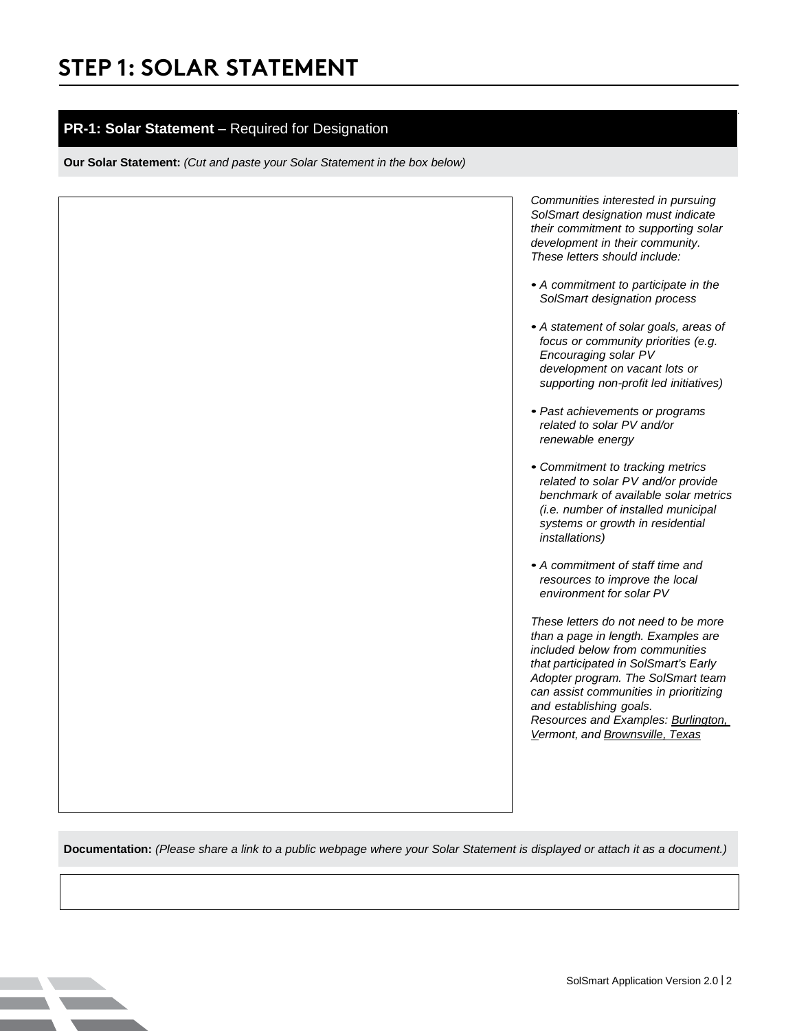# STEP 1: SOLAR STATEMENT

## PR-1: Solar Statement – Required for Designation

**Our Solar Statement:** *(Cut and paste your Solar Statement in the box below)*

*Communities interested in pursuing SolSmart designation must indicate their commitment to supporting solar development in their community. These letters should include:*

- *A commitment to participate in the SolSmart designation process*
- *A statement of solar goals, areas of focus or community priorities (e.g. Encouraging solar PV development on vacant lots or supporting non-profit led initiatives)*
- *Past achievements or programs related to solar PV and/or renewable energy*
- *Commitment to tracking metrics related to solar PV and/or provide benchmark of available solar metrics (i.e. number of installed municipal systems or growth in residential installations)*
- *A commitment of staff time and resources to improve the local environment for solar PV*

*These letters do not need to be more than a page in length. Examples are included below from communities that participated in SolSmart's Early Adopter program. The SolSmart team can assist communities in prioritizing and establishing goals.*
*Resources and Examples: Burlington, Vermont, and Brownsville, Texas*

**Documentation:** *(Please share a link to a public webpage where your Solar Statement is displayed or attach it as a document.)*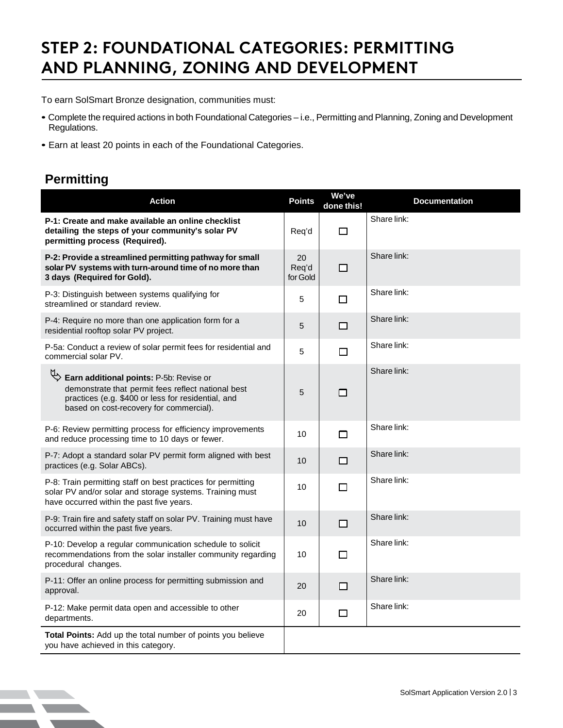# STEP 2: FOUNDATIONAL CATEGORIES: PERMITTING AND PLANNING, ZONING AND DEVELOPMENT

To earn SolSmart Bronze designation, communities must:

- Complete the required actions in both Foundational Categories – i.e., Permitting and Planning, Zoning and Development Regulations.
- Earn at least 20 points in each of the Foundational Categories.

## Permitting

| Action | Points | We've done this! | Documentation |
|---|---|---|---|
| **P-1: Create and make available an online checklist detailing the steps of your community's solar PV permitting process (Required).** | Req'd | ☐ | Share link: |
| **P-2: Provide a streamlined permitting pathway for small solar PV systems with turn-around time of no more than 3 days (Required for Gold).** | 20 Req'd for Gold | ☐ | Share link: |
| P-3: Distinguish between systems qualifying for streamlined or standard review. | 5 | ☐ | Share link: |
| P-4: Require no more than one application form for a residential rooftop solar PV project. | 5 | ☐ | Share link: |
| P-5a: Conduct a review of solar permit fees for residential and commercial solar PV. | 5 | ☐ | Share link: |
| **Earn additional points:** P-5b: Revise or demonstrate that permit fees reflect national best practices (e.g. $400 or less for residential, and based on cost-recovery for commercial). | 5 | ☐ | Share link: |
| P-6: Review permitting process for efficiency improvements and reduce processing time to 10 days or fewer. | 10 | ☐ | Share link: |
| P-7: Adopt a standard solar PV permit form aligned with best practices (e.g. Solar ABCs). | 10 | ☐ | Share link: |
| P-8: Train permitting staff on best practices for permitting solar PV and/or solar and storage systems. Training must have occurred within the past five years. | 10 | ☐ | Share link: |
| P-9: Train fire and safety staff on solar PV. Training must have occurred within the past five years. | 10 | ☐ | Share link: |
| P-10: Develop a regular communication schedule to solicit recommendations from the solar installer community regarding procedural changes. | 10 | ☐ | Share link: |
| P-11: Offer an online process for permitting submission and approval. | 20 | ☐ | Share link: |
| P-12: Make permit data open and accessible to other departments. | 20 | ☐ | Share link: |
| **Total Points:** Add up the total number of points you believe you have achieved in this category. | | | |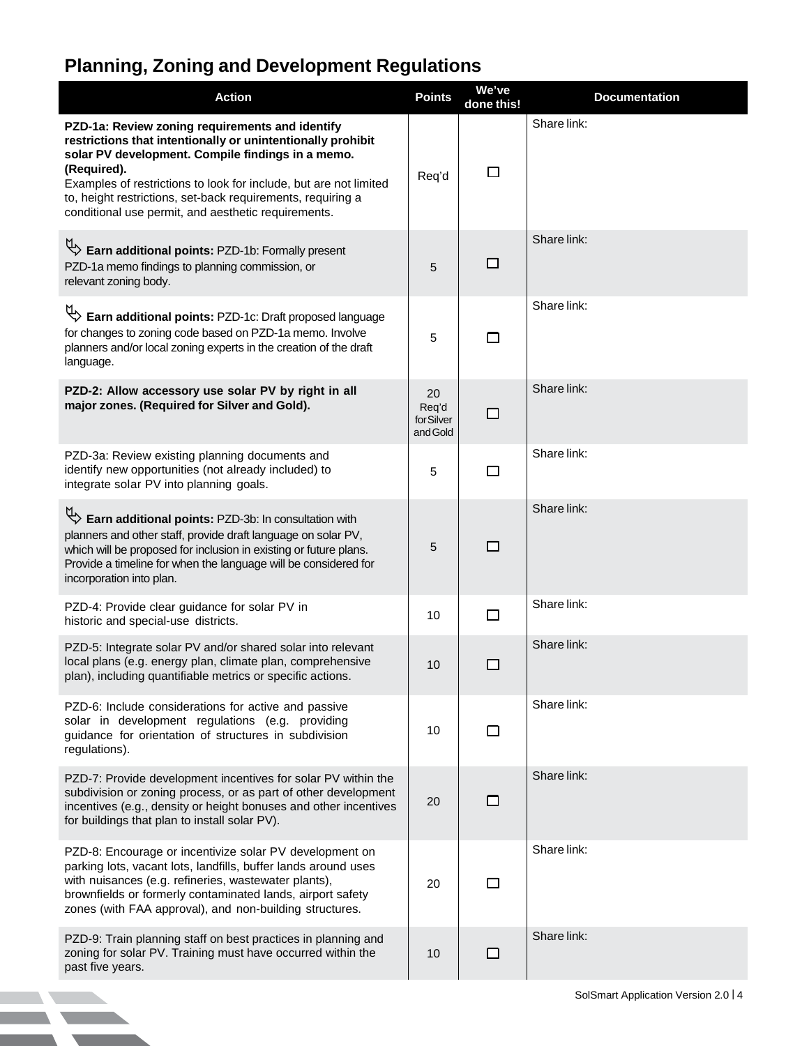## Planning, Zoning and Development Regulations

| Action | Points | We've done this! | Documentation |
|---|---|---|---|
| **PZD-1a: Review zoning requirements and identify restrictions that intentionally or unintentionally prohibit solar PV development. Compile findings in a memo. (Required).** Examples of restrictions to look for include, but are not limited to, height restrictions, set-back requirements, requiring a conditional use permit, and aesthetic requirements. | Req'd | ☐ | Share link: |
| ↳ **Earn additional points:** PZD-1b: Formally present PZD-1a memo findings to planning commission, or relevant zoning body. | 5 | ☐ | Share link: |
| ↳ **Earn additional points:** PZD-1c: Draft proposed language for changes to zoning code based on PZD-1a memo. Involve planners and/or local zoning experts in the creation of the draft language. | 5 | ☐ | Share link: |
| **PZD-2: Allow accessory use solar PV by right in all major zones. (Required for Silver and Gold).** | 20 Req'd for Silver and Gold | ☐ | Share link: |
| PZD-3a: Review existing planning documents and identify new opportunities (not already included) to integrate solar PV into planning goals. | 5 | ☐ | Share link: |
| ↳ **Earn additional points:** PZD-3b: In consultation with planners and other staff, provide draft language on solar PV, which will be proposed for inclusion in existing or future plans. Provide a timeline for when the language will be considered for incorporation into plan. | 5 | ☐ | Share link: |
| PZD-4: Provide clear guidance for solar PV in historic and special-use districts. | 10 | ☐ | Share link: |
| PZD-5: Integrate solar PV and/or shared solar into relevant local plans (e.g. energy plan, climate plan, comprehensive plan), including quantifiable metrics or specific actions. | 10 | ☐ | Share link: |
| PZD-6: Include considerations for active and passive solar in development regulations (e.g. providing guidance for orientation of structures in subdivision regulations). | 10 | ☐ | Share link: |
| PZD-7: Provide development incentives for solar PV within the subdivision or zoning process, or as part of other development incentives (e.g., density or height bonuses and other incentives for buildings that plan to install solar PV). | 20 | ☐ | Share link: |
| PZD-8: Encourage or incentivize solar PV development on parking lots, vacant lots, landfills, buffer lands around uses with nuisances (e.g. refineries, wastewater plants), brownfields or formerly contaminated lands, airport safety zones (with FAA approval), and non-building structures. | 20 | ☐ | Share link: |
| PZD-9: Train planning staff on best practices in planning and zoning for solar PV. Training must have occurred within the past five years. | 10 | ☐ | Share link: |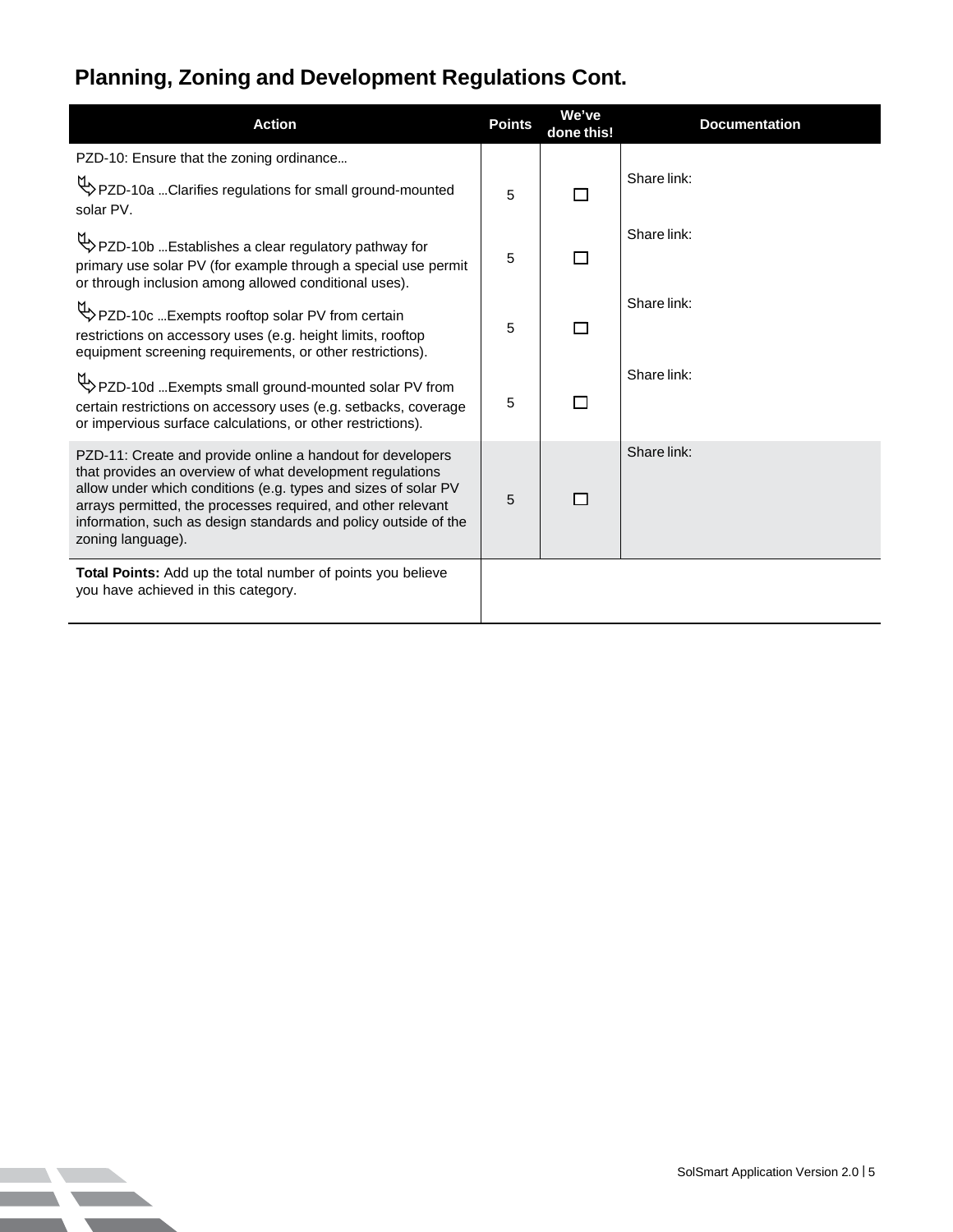## Planning, Zoning and Development Regulations Cont.

| Action | Points | We've done this! | Documentation |
|---|---|---|---|
| PZD-10: Ensure that the zoning ordinance… | | | |
| ↳ PZD-10a …Clarifies regulations for small ground-mounted solar PV. | 5 | ☐ | Share link: |
| ↳ PZD-10b …Establishes a clear regulatory pathway for primary use solar PV (for example through a special use permit or through inclusion among allowed conditional uses). | 5 | ☐ | Share link: |
| ↳ PZD-10c …Exempts rooftop solar PV from certain restrictions on accessory uses (e.g. height limits, rooftop equipment screening requirements, or other restrictions). | 5 | ☐ | Share link: |
| ↳ PZD-10d …Exempts small ground-mounted solar PV from certain restrictions on accessory uses (e.g. setbacks, coverage or impervious surface calculations, or other restrictions). | 5 | ☐ | Share link: |
| PZD-11: Create and provide online a handout for developers that provides an overview of what development regulations allow under which conditions (e.g. types and sizes of solar PV arrays permitted, the processes required, and other relevant information, such as design standards and policy outside of the zoning language). | 5 | ☐ | Share link: |
| **Total Points:** Add up the total number of points you believe you have achieved in this category. | | | |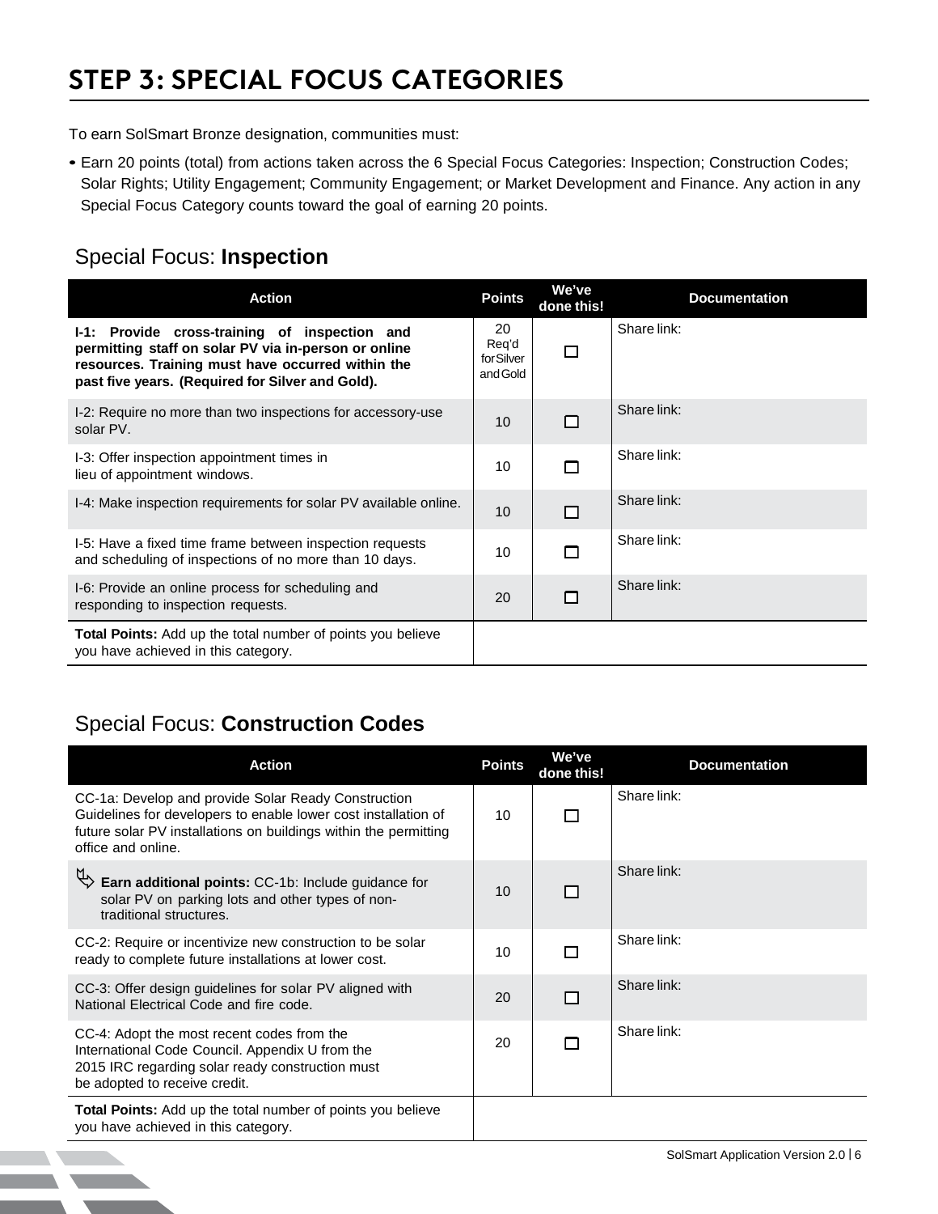# STEP 3: SPECIAL FOCUS CATEGORIES

To earn SolSmart Bronze designation, communities must:

- Earn 20 points (total) from actions taken across the 6 Special Focus Categories: Inspection; Construction Codes; Solar Rights; Utility Engagement; Community Engagement; or Market Development and Finance. Any action in any Special Focus Category counts toward the goal of earning 20 points.

## Special Focus: **Inspection**

| Action | Points | We've done this! | Documentation |
|---|---|---|---|
| **I-1: Provide cross-training of inspection and permitting staff on solar PV via in-person or online resources. Training must have occurred within the past five years. (Required for Silver and Gold).** | 20 Req'd for Silver and Gold | ☐ | Share link: |
| I-2: Require no more than two inspections for accessory-use solar PV. | 10 | ☐ | Share link: |
| I-3: Offer inspection appointment times in lieu of appointment windows. | 10 | ☐ | Share link: |
| I-4: Make inspection requirements for solar PV available online. | 10 | ☐ | Share link: |
| I-5: Have a fixed time frame between inspection requests and scheduling of inspections of no more than 10 days. | 10 | ☐ | Share link: |
| I-6: Provide an online process for scheduling and responding to inspection requests. | 20 | ☐ | Share link: |
| **Total Points:** Add up the total number of points you believe you have achieved in this category. | | | |

## Special Focus: **Construction Codes**

| Action | Points | We've done this! | Documentation |
|---|---|---|---|
| CC-1a: Develop and provide Solar Ready Construction Guidelines for developers to enable lower cost installation of future solar PV installations on buildings within the permitting office and online. | 10 | ☐ | Share link: |
| ↳ **Earn additional points:** CC-1b: Include guidance for solar PV on parking lots and other types of non-traditional structures. | 10 | ☐ | Share link: |
| CC-2: Require or incentivize new construction to be solar ready to complete future installations at lower cost. | 10 | ☐ | Share link: |
| CC-3: Offer design guidelines for solar PV aligned with National Electrical Code and fire code. | 20 | ☐ | Share link: |
| CC-4: Adopt the most recent codes from the International Code Council. Appendix U from the 2015 IRC regarding solar ready construction must be adopted to receive credit. | 20 | ☐ | Share link: |
| **Total Points:** Add up the total number of points you believe you have achieved in this category. | | | |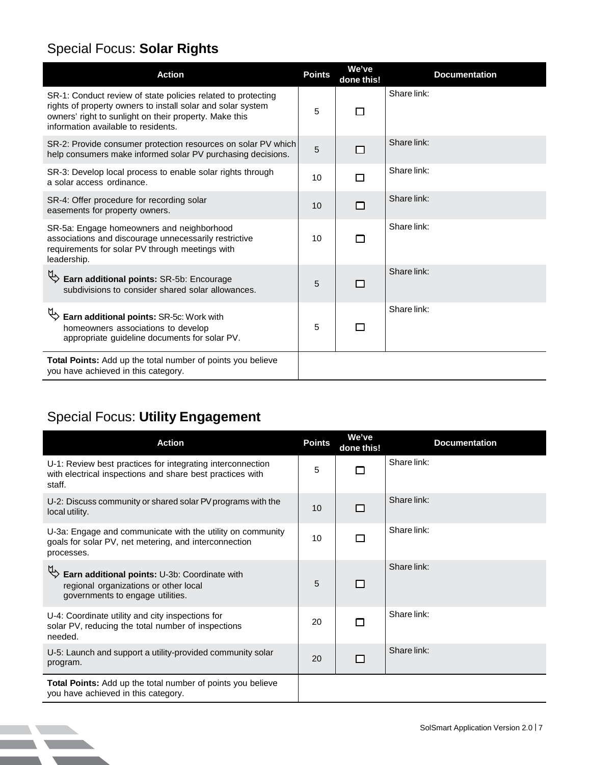## Special Focus: **Solar Rights**

| Action | Points | We've done this! | Documentation |
|---|---|---|---|
| SR-1: Conduct review of state policies related to protecting rights of property owners to install solar and solar system owners' right to sunlight on their property. Make this information available to residents. | 5 | ☐ | Share link: |
| SR-2: Provide consumer protection resources on solar PV which help consumers make informed solar PV purchasing decisions. | 5 | ☐ | Share link: |
| SR-3: Develop local process to enable solar rights through a solar access ordinance. | 10 | ☐ | Share link: |
| SR-4: Offer procedure for recording solar easements for property owners. | 10 | ☐ | Share link: |
| SR-5a: Engage homeowners and neighborhood associations and discourage unnecessarily restrictive requirements for solar PV through meetings with leadership. | 10 | ☐ | Share link: |
| ↳ **Earn additional points:** SR-5b: Encourage subdivisions to consider shared solar allowances. | 5 | ☐ | Share link: |
| ↳ **Earn additional points:** SR-5c: Work with homeowners associations to develop appropriate guideline documents for solar PV. | 5 | ☐ | Share link: |
| **Total Points:** Add up the total number of points you believe you have achieved in this category. | | | |

## Special Focus: **Utility Engagement**

| Action | Points | We've done this! | Documentation |
|---|---|---|---|
| U-1: Review best practices for integrating interconnection with electrical inspections and share best practices with staff. | 5 | ☐ | Share link: |
| U-2: Discuss community or shared solar PV programs with the local utility. | 10 | ☐ | Share link: |
| U-3a: Engage and communicate with the utility on community goals for solar PV, net metering, and interconnection processes. | 10 | ☐ | Share link: |
| ↳ **Earn additional points:** U-3b: Coordinate with regional organizations or other local governments to engage utilities. | 5 | ☐ | Share link: |
| U-4: Coordinate utility and city inspections for solar PV, reducing the total number of inspections needed. | 20 | ☐ | Share link: |
| U-5: Launch and support a utility-provided community solar program. | 20 | ☐ | Share link: |
| **Total Points:** Add up the total number of points you believe you have achieved in this category. | | | |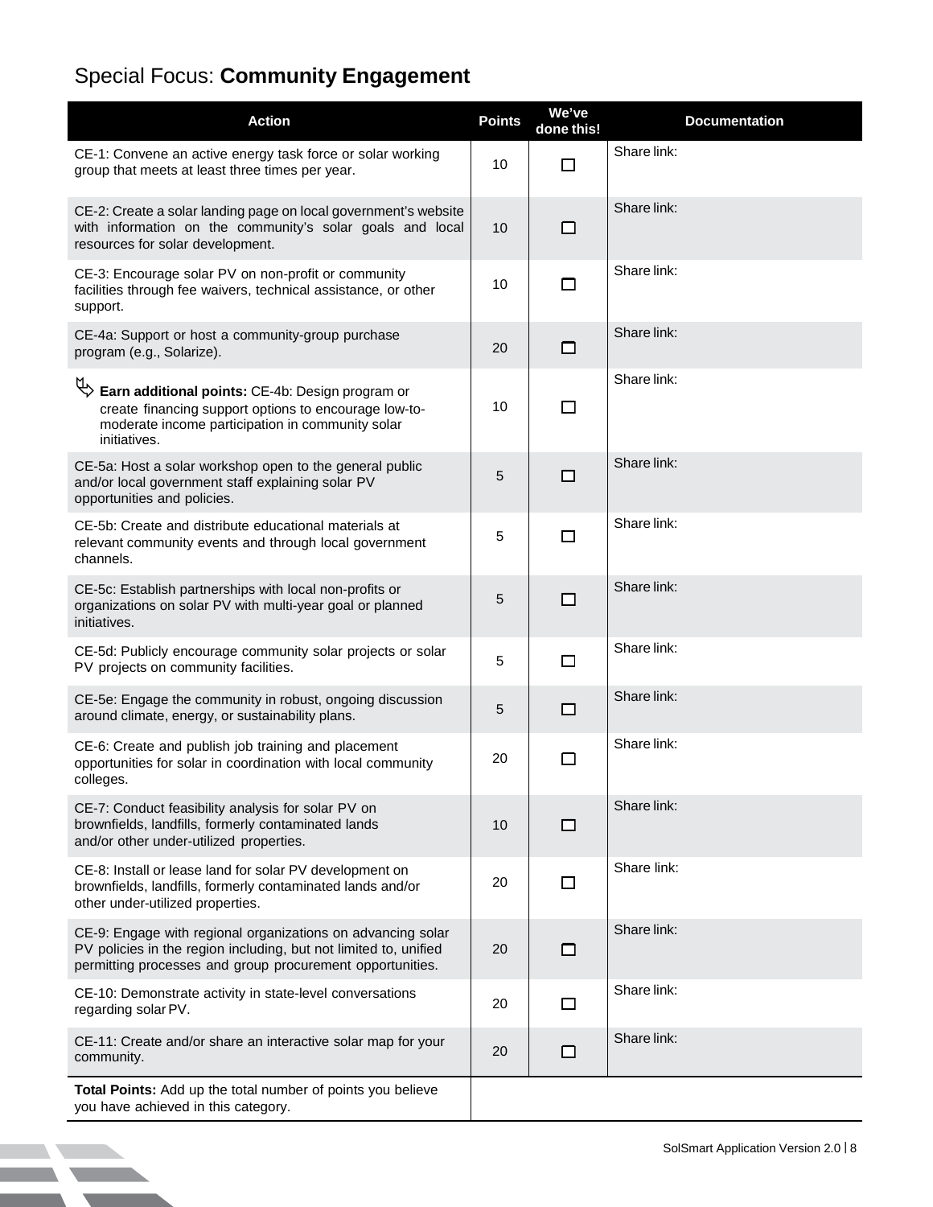# Special Focus: **Community Engagement**

| Action | Points | We've done this! | Documentation |
| --- | --- | --- | --- |
| CE-1: Convene an active energy task force or solar working group that meets at least three times per year. | 10 | ☐ | Share link: |
| CE-2: Create a solar landing page on local government's website with information on the community's solar goals and local resources for solar development. | 10 | ☐ | Share link: |
| CE-3: Encourage solar PV on non-profit or community facilities through fee waivers, technical assistance, or other support. | 10 | ☐ | Share link: |
| CE-4a: Support or host a community-group purchase program (e.g., Solarize). | 20 | ☐ | Share link: |
| **Earn additional points:** CE-4b: Design program or create financing support options to encourage low-to-moderate income participation in community solar initiatives. | 10 | ☐ | Share link: |
| CE-5a: Host a solar workshop open to the general public and/or local government staff explaining solar PV opportunities and policies. | 5 | ☐ | Share link: |
| CE-5b: Create and distribute educational materials at relevant community events and through local government channels. | 5 | ☐ | Share link: |
| CE-5c: Establish partnerships with local non-profits or organizations on solar PV with multi-year goal or planned initiatives. | 5 | ☐ | Share link: |
| CE-5d: Publicly encourage community solar projects or solar PV projects on community facilities. | 5 | ☐ | Share link: |
| CE-5e: Engage the community in robust, ongoing discussion around climate, energy, or sustainability plans. | 5 | ☐ | Share link: |
| CE-6: Create and publish job training and placement opportunities for solar in coordination with local community colleges. | 20 | ☐ | Share link: |
| CE-7: Conduct feasibility analysis for solar PV on brownfields, landfills, formerly contaminated lands and/or other under-utilized properties. | 10 | ☐ | Share link: |
| CE-8: Install or lease land for solar PV development on brownfields, landfills, formerly contaminated lands and/or other under-utilized properties. | 20 | ☐ | Share link: |
| CE-9: Engage with regional organizations on advancing solar PV policies in the region including, but not limited to, unified permitting processes and group procurement opportunities. | 20 | ☐ | Share link: |
| CE-10: Demonstrate activity in state-level conversations regarding solar PV. | 20 | ☐ | Share link: |
| CE-11: Create and/or share an interactive solar map for your community. | 20 | ☐ | Share link: |
| **Total Points:** Add up the total number of points you believe you have achieved in this category. | | | |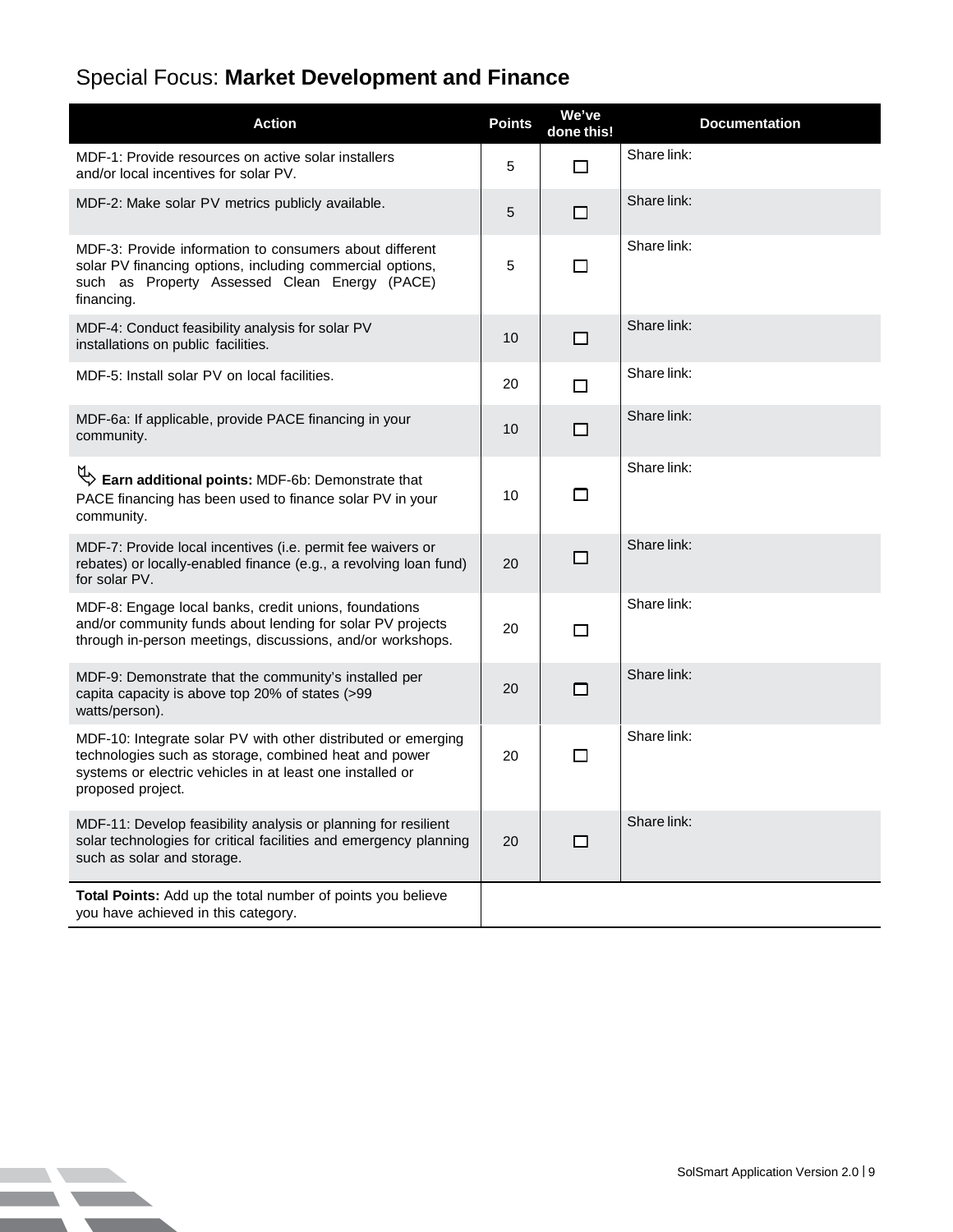## Special Focus: **Market Development and Finance**

| Action | Points | We've done this! | Documentation |
|---|---|---|---|
| MDF-1: Provide resources on active solar installers and/or local incentives for solar PV. | 5 | ☐ | Share link: |
| MDF-2: Make solar PV metrics publicly available. | 5 | ☐ | Share link: |
| MDF-3: Provide information to consumers about different solar PV financing options, including commercial options, such as Property Assessed Clean Energy (PACE) financing. | 5 | ☐ | Share link: |
| MDF-4: Conduct feasibility analysis for solar PV installations on public facilities. | 10 | ☐ | Share link: |
| MDF-5: Install solar PV on local facilities. | 20 | ☐ | Share link: |
| MDF-6a: If applicable, provide PACE financing in your community. | 10 | ☐ | Share link: |
| **Earn additional points:** MDF-6b: Demonstrate that PACE financing has been used to finance solar PV in your community. | 10 | ☐ | Share link: |
| MDF-7: Provide local incentives (i.e. permit fee waivers or rebates) or locally-enabled finance (e.g., a revolving loan fund) for solar PV. | 20 | ☐ | Share link: |
| MDF-8: Engage local banks, credit unions, foundations and/or community funds about lending for solar PV projects through in-person meetings, discussions, and/or workshops. | 20 | ☐ | Share link: |
| MDF-9: Demonstrate that the community's installed per capita capacity is above top 20% of states (>99 watts/person). | 20 | ☐ | Share link: |
| MDF-10: Integrate solar PV with other distributed or emerging technologies such as storage, combined heat and power systems or electric vehicles in at least one installed or proposed project. | 20 | ☐ | Share link: |
| MDF-11: Develop feasibility analysis or planning for resilient solar technologies for critical facilities and emergency planning such as solar and storage. | 20 | ☐ | Share link: |
| **Total Points:** Add up the total number of points you believe you have achieved in this category. | | | |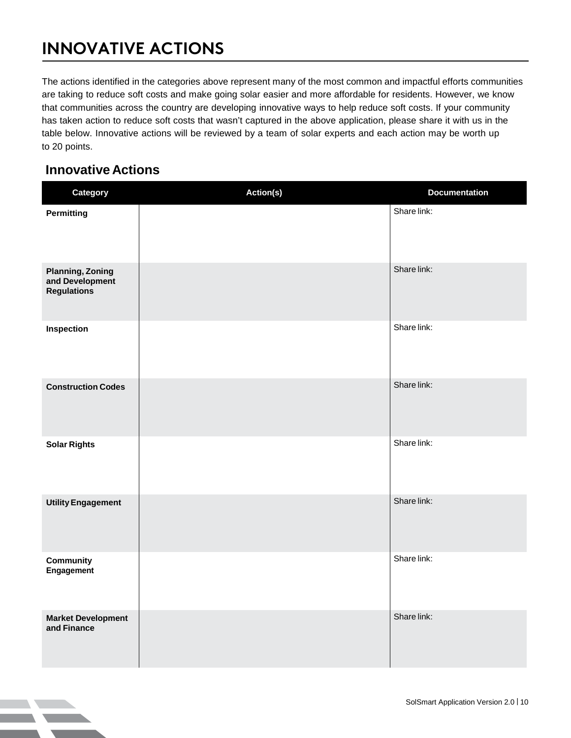# INNOVATIVE ACTIONS

The actions identified in the categories above represent many of the most common and impactful efforts communities are taking to reduce soft costs and make going solar easier and more affordable for residents. However, we know that communities across the country are developing innovative ways to help reduce soft costs. If your community has taken action to reduce soft costs that wasn't captured in the above application, please share it with us in the table below. Innovative actions will be reviewed by a team of solar experts and each action may be worth up to 20 points.

## Innovative Actions

| Category | Action(s) | Documentation |
| --- | --- | --- |
| **Permitting** | | Share link: |
| **Planning, Zoning and Development Regulations** | | Share link: |
| **Inspection** | | Share link: |
| **Construction Codes** | | Share link: |
| **Solar Rights** | | Share link: |
| **Utility Engagement** | | Share link: |
| **Community Engagement** | | Share link: |
| **Market Development and Finance** | | Share link: |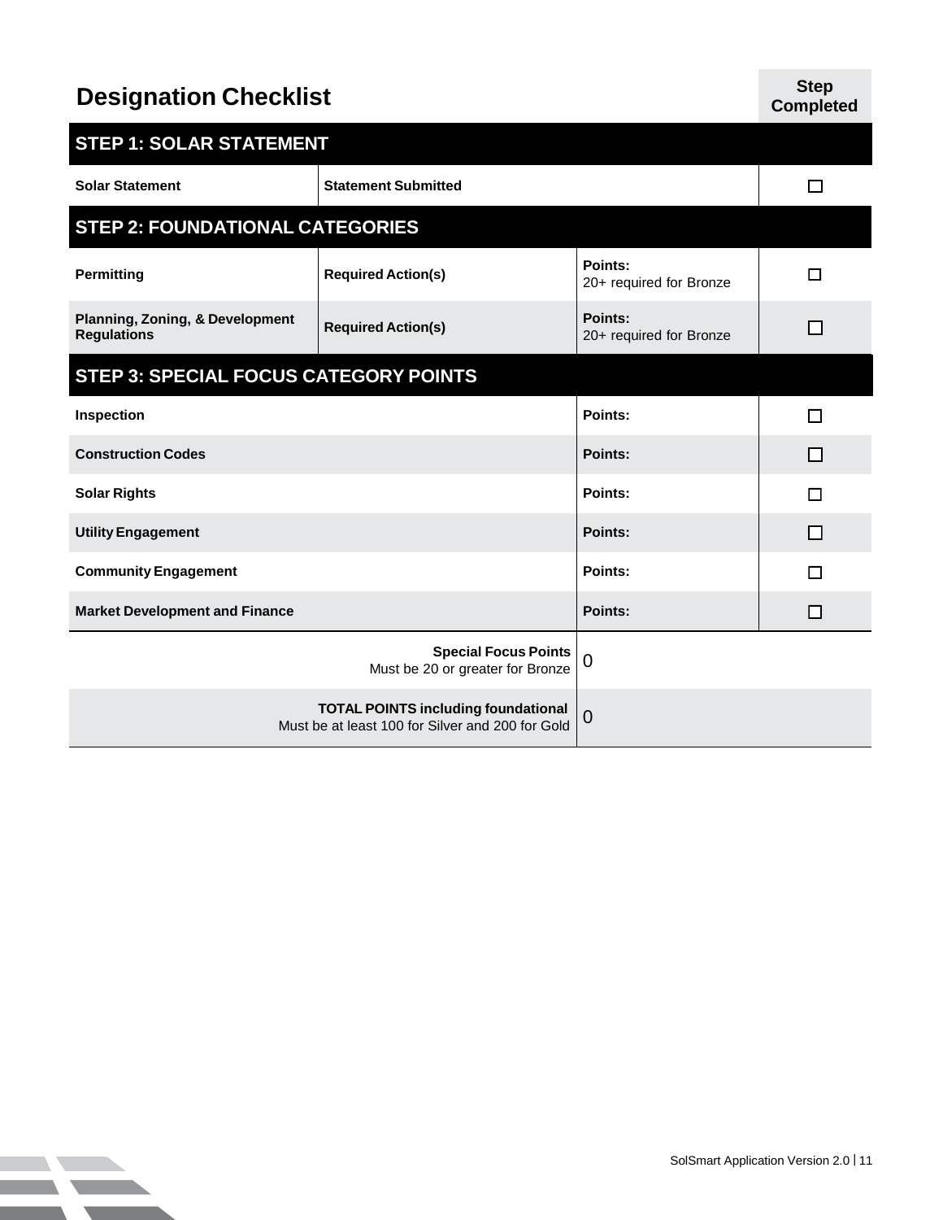## Designation Checklist

| | | | Step Completed |
|---|---|---|---|
| **STEP 1: SOLAR STATEMENT** | | | |
| **Solar Statement** | **Statement Submitted** | | ☐ |
| **STEP 2: FOUNDATIONAL CATEGORIES** | | | |
| **Permitting** | **Required Action(s)** | **Points:** 20+ required for Bronze | ☐ |
| **Planning, Zoning, & Development Regulations** | **Required Action(s)** | **Points:** 20+ required for Bronze | ☐ |
| **STEP 3: SPECIAL FOCUS CATEGORY POINTS** | | | |
| **Inspection** | | **Points:** | ☐ |
| **Construction Codes** | | **Points:** | ☐ |
| **Solar Rights** | | **Points:** | ☐ |
| **Utility Engagement** | | **Points:** | ☐ |
| **Community Engagement** | | **Points:** | ☐ |
| **Market Development and Finance** | | **Points:** | ☐ |
| **Special Focus Points** Must be 20 or greater for Bronze | | 0 | |
| **TOTAL POINTS including foundational** Must be at least 100 for Silver and 200 for Gold | | 0 | |